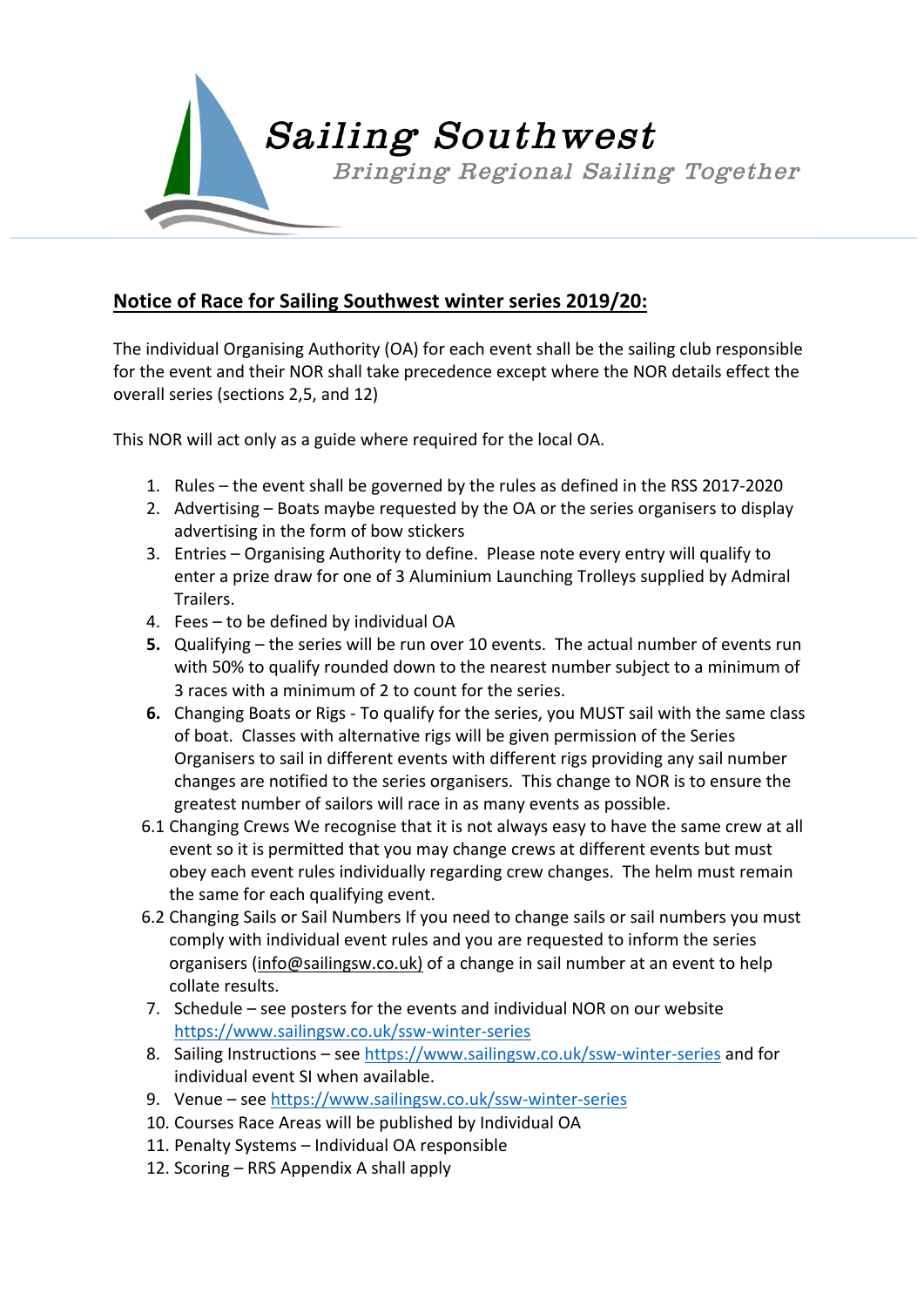Sailing Southwest

*Bringing Regional Sailing Together*

## Notice of Race for Sailing Southwest winter series 2019/20:

The individual Organising Authority (OA) for each event shall be the sailing club responsible for the event and their NOR shall take precedence except where the NOR details effect the overall series (sections 2,5, and 12)

This NOR will act only as a guide where required for the local OA.

1. Rules – the event shall be governed by the rules as defined in the RSS 2017-2020
2. Advertising – Boats maybe requested by the OA or the series organisers to display advertising in the form of bow stickers
3. Entries – Organising Authority to define. Please note every entry will qualify to enter a prize draw for one of 3 Aluminium Launching Trolleys supplied by Admiral Trailers.
4. Fees – to be defined by individual OA
5. Qualifying – the series will be run over 10 events. The actual number of events run with 50% to qualify rounded down to the nearest number subject to a minimum of 3 races with a minimum of 2 to count for the series.
6. Changing Boats or Rigs - To qualify for the series, you MUST sail with the same class of boat. Classes with alternative rigs will be given permission of the Series Organisers to sail in different events with different rigs providing any sail number changes are notified to the series organisers. This change to NOR is to ensure the greatest number of sailors will race in as many events as possible.

6.1 Changing Crews We recognise that it is not always easy to have the same crew at all event so it is permitted that you may change crews at different events but must obey each event rules individually regarding crew changes. The helm must remain the same for each qualifying event.

6.2 Changing Sails or Sail Numbers If you need to change sails or sail numbers you must comply with individual event rules and you are requested to inform the series organisers (info@sailingsw.co.uk) of a change in sail number at an event to help collate results.

7. Schedule – see posters for the events and individual NOR on our website https://www.sailingsw.co.uk/ssw-winter-series
8. Sailing Instructions – see https://www.sailingsw.co.uk/ssw-winter-series and for individual event SI when available.
9. Venue – see https://www.sailingsw.co.uk/ssw-winter-series
10. Courses Race Areas will be published by Individual OA
11. Penalty Systems – Individual OA responsible
12. Scoring – RRS Appendix A shall apply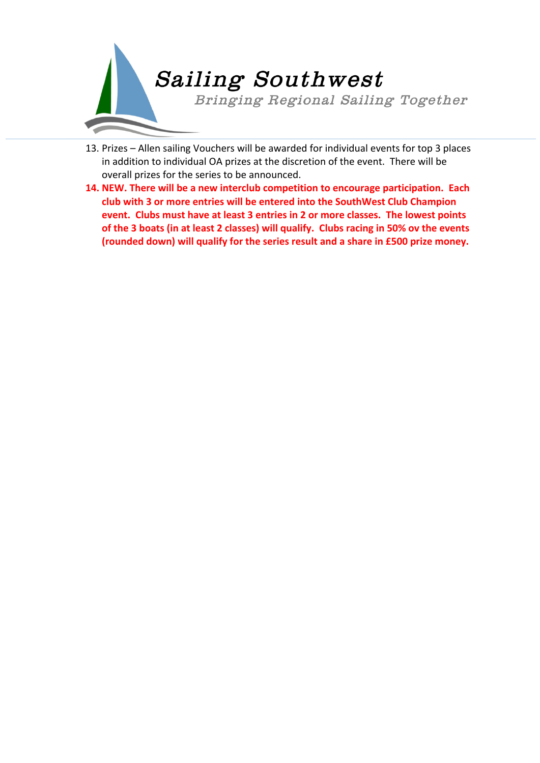13. Prizes – Allen sailing Vouchers will be awarded for individual events for top 3 places in addition to individual OA prizes at the discretion of the event. There will be overall prizes for the series to be announced.
14. **NEW. There will be a new interclub competition to encourage participation. Each club with 3 or more entries will be entered into the SouthWest Club Champion event. Clubs must have at least 3 entries in 2 or more classes. The lowest points of the 3 boats (in at least 2 classes) will qualify. Clubs racing in 50% ov the events (rounded down) will qualify for the series result and a share in £500 prize money.**